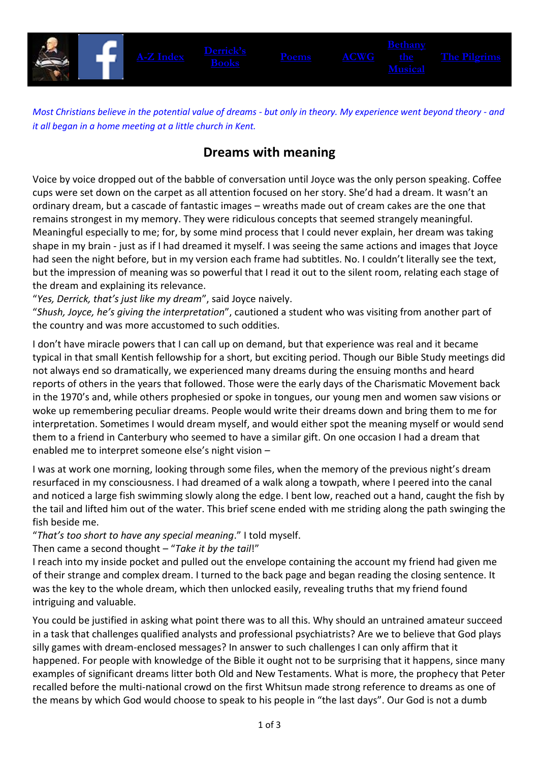A-Z Index | Derrick's Books | Poems | ACWG | Bethany the Musical | The Pilgrims

*Most Christians believe in the potential value of dreams - but only in theory. My experience went beyond theory - and it all began in a home meeting at a little church in Kent.*

## Dreams with meaning

Voice by voice dropped out of the babble of conversation until Joyce was the only person speaking. Coffee cups were set down on the carpet as all attention focused on her story. She'd had a dream. It wasn't an ordinary dream, but a cascade of fantastic images – wreaths made out of cream cakes are the one that remains strongest in my memory. They were ridiculous concepts that seemed strangely meaningful. Meaningful especially to me; for, by some mind process that I could never explain, her dream was taking shape in my brain - just as if I had dreamed it myself. I was seeing the same actions and images that Joyce had seen the night before, but in my version each frame had subtitles. No. I couldn't literally see the text, but the impression of meaning was so powerful that I read it out to the silent room, relating each stage of the dream and explaining its relevance.
"*Yes, Derrick, that's just like my dream*", said Joyce naively.
"*Shush, Joyce, he's giving the interpretation*", cautioned a student who was visiting from another part of the country and was more accustomed to such oddities.

I don't have miracle powers that I can call up on demand, but that experience was real and it became typical in that small Kentish fellowship for a short, but exciting period. Though our Bible Study meetings did not always end so dramatically, we experienced many dreams during the ensuing months and heard reports of others in the years that followed. Those were the early days of the Charismatic Movement back in the 1970's and, while others prophesied or spoke in tongues, our young men and women saw visions or woke up remembering peculiar dreams. People would write their dreams down and bring them to me for interpretation. Sometimes I would dream myself, and would either spot the meaning myself or would send them to a friend in Canterbury who seemed to have a similar gift. On one occasion I had a dream that enabled me to interpret someone else's night vision –

I was at work one morning, looking through some files, when the memory of the previous night's dream resurfaced in my consciousness. I had dreamed of a walk along a towpath, where I peered into the canal and noticed a large fish swimming slowly along the edge. I bent low, reached out a hand, caught the fish by the tail and lifted him out of the water. This brief scene ended with me striding along the path swinging the fish beside me.
"*That's too short to have any special meaning*." I told myself.
Then came a second thought – "*Take it by the tail*!"
I reach into my inside pocket and pulled out the envelope containing the account my friend had given me of their strange and complex dream. I turned to the back page and began reading the closing sentence. It was the key to the whole dream, which then unlocked easily, revealing truths that my friend found intriguing and valuable.

You could be justified in asking what point there was to all this. Why should an untrained amateur succeed in a task that challenges qualified analysts and professional psychiatrists? Are we to believe that God plays silly games with dream-enclosed messages? In answer to such challenges I can only affirm that it happened. For people with knowledge of the Bible it ought not to be surprising that it happens, since many examples of significant dreams litter both Old and New Testaments. What is more, the prophecy that Peter recalled before the multi-national crowd on the first Whitsun made strong reference to dreams as one of the means by which God would choose to speak to his people in "the last days". Our God is not a dumb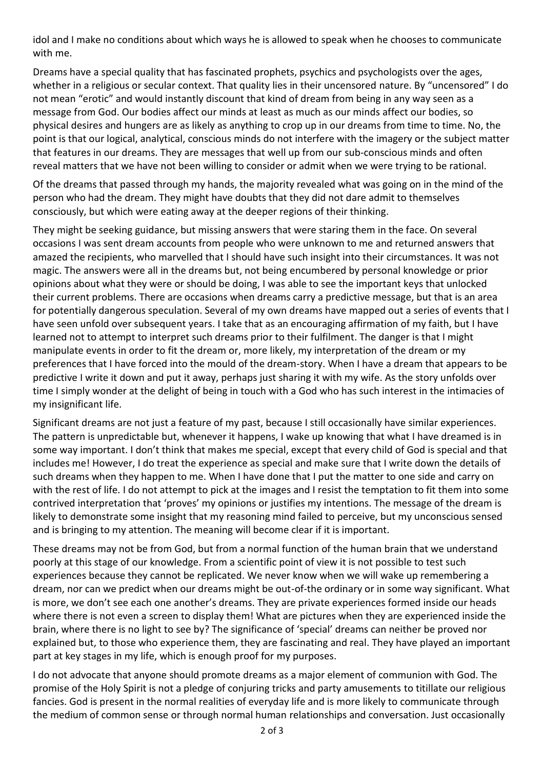idol and I make no conditions about which ways he is allowed to speak when he chooses to communicate with me.

Dreams have a special quality that has fascinated prophets, psychics and psychologists over the ages, whether in a religious or secular context. That quality lies in their uncensored nature. By "uncensored" I do not mean "erotic" and would instantly discount that kind of dream from being in any way seen as a message from God. Our bodies affect our minds at least as much as our minds affect our bodies, so physical desires and hungers are as likely as anything to crop up in our dreams from time to time. No, the point is that our logical, analytical, conscious minds do not interfere with the imagery or the subject matter that features in our dreams. They are messages that well up from our sub-conscious minds and often reveal matters that we have not been willing to consider or admit when we were trying to be rational.

Of the dreams that passed through my hands, the majority revealed what was going on in the mind of the person who had the dream. They might have doubts that they did not dare admit to themselves consciously, but which were eating away at the deeper regions of their thinking.

They might be seeking guidance, but missing answers that were staring them in the face. On several occasions I was sent dream accounts from people who were unknown to me and returned answers that amazed the recipients, who marvelled that I should have such insight into their circumstances. It was not magic. The answers were all in the dreams but, not being encumbered by personal knowledge or prior opinions about what they were or should be doing, I was able to see the important keys that unlocked their current problems. There are occasions when dreams carry a predictive message, but that is an area for potentially dangerous speculation. Several of my own dreams have mapped out a series of events that I have seen unfold over subsequent years. I take that as an encouraging affirmation of my faith, but I have learned not to attempt to interpret such dreams prior to their fulfilment. The danger is that I might manipulate events in order to fit the dream or, more likely, my interpretation of the dream or my preferences that I have forced into the mould of the dream-story. When I have a dream that appears to be predictive I write it down and put it away, perhaps just sharing it with my wife. As the story unfolds over time I simply wonder at the delight of being in touch with a God who has such interest in the intimacies of my insignificant life.

Significant dreams are not just a feature of my past, because I still occasionally have similar experiences. The pattern is unpredictable but, whenever it happens, I wake up knowing that what I have dreamed is in some way important. I don't think that makes me special, except that every child of God is special and that includes me! However, I do treat the experience as special and make sure that I write down the details of such dreams when they happen to me. When I have done that I put the matter to one side and carry on with the rest of life. I do not attempt to pick at the images and I resist the temptation to fit them into some contrived interpretation that 'proves' my opinions or justifies my intentions. The message of the dream is likely to demonstrate some insight that my reasoning mind failed to perceive, but my unconscious sensed and is bringing to my attention. The meaning will become clear if it is important.

These dreams may not be from God, but from a normal function of the human brain that we understand poorly at this stage of our knowledge. From a scientific point of view it is not possible to test such experiences because they cannot be replicated. We never know when we will wake up remembering a dream, nor can we predict when our dreams might be out-of-the ordinary or in some way significant. What is more, we don't see each one another's dreams. They are private experiences formed inside our heads where there is not even a screen to display them! What are pictures when they are experienced inside the brain, where there is no light to see by? The significance of 'special' dreams can neither be proved nor explained but, to those who experience them, they are fascinating and real. They have played an important part at key stages in my life, which is enough proof for my purposes.

I do not advocate that anyone should promote dreams as a major element of communion with God. The promise of the Holy Spirit is not a pledge of conjuring tricks and party amusements to titillate our religious fancies. God is present in the normal realities of everyday life and is more likely to communicate through the medium of common sense or through normal human relationships and conversation. Just occasionally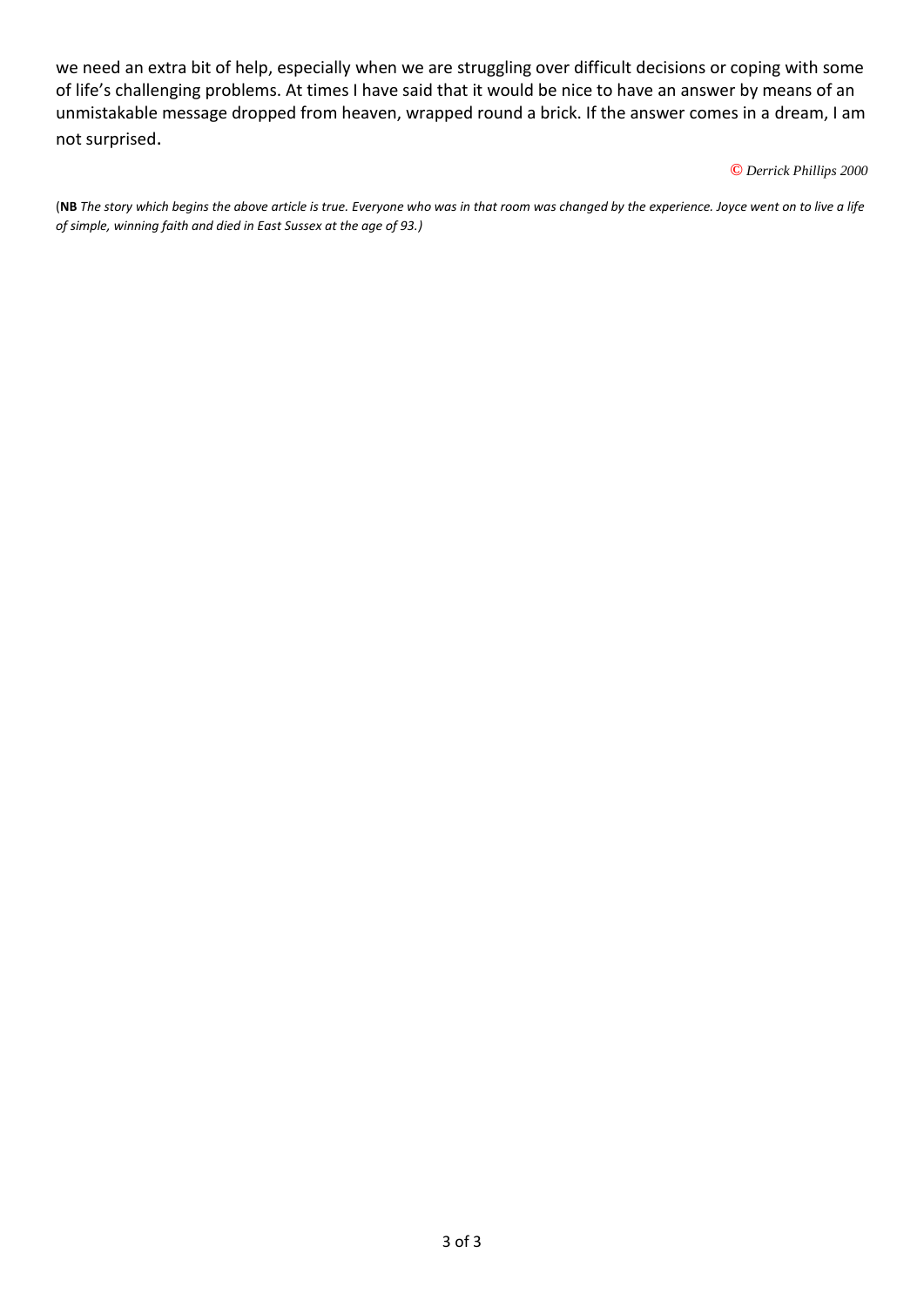we need an extra bit of help, especially when we are struggling over difficult decisions or coping with some of life's challenging problems. At times I have said that it would be nice to have an answer by means of an unmistakable message dropped from heaven, wrapped round a brick. If the answer comes in a dream, I am not surprised.

*© Derrick Phillips 2000*

(**NB** *The story which begins the above article is true. Everyone who was in that room was changed by the experience. Joyce went on to live a life of simple, winning faith and died in East Sussex at the age of 93.)*